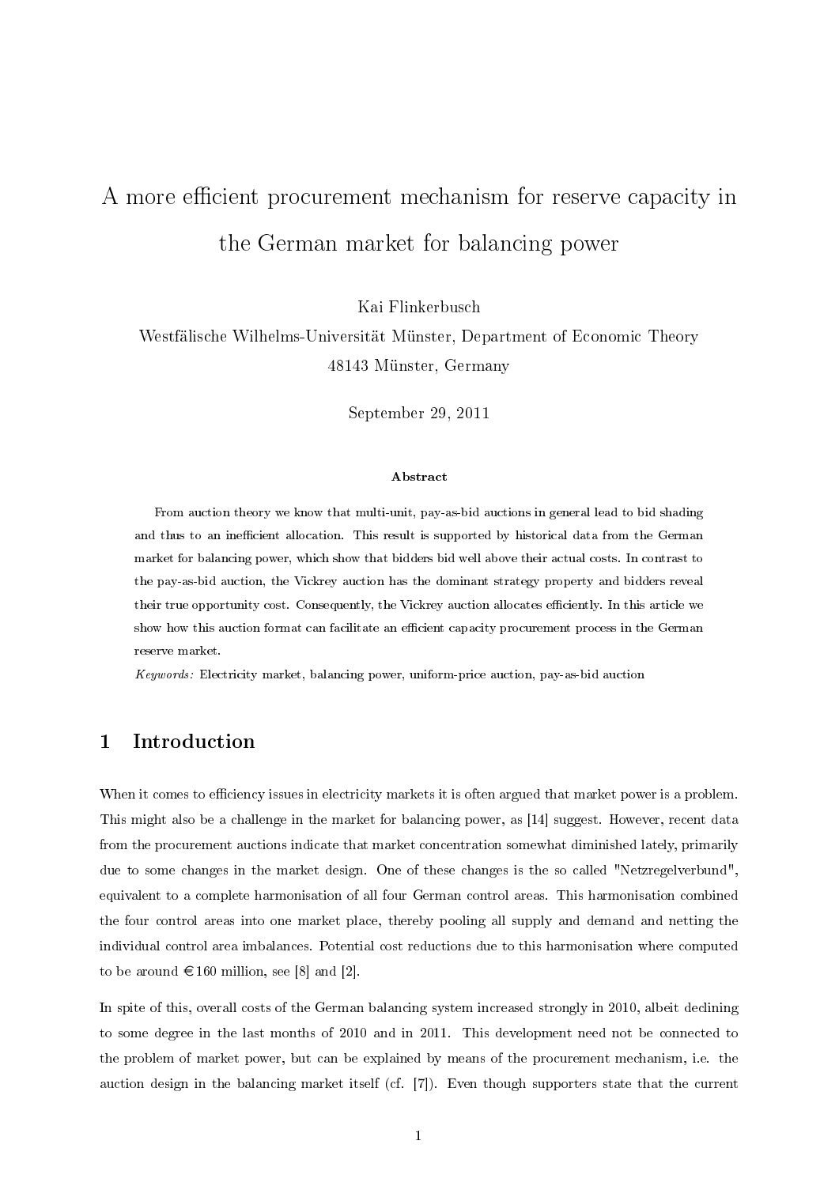# A more efficient procurement mechanism for reserve capacity in the German market for balancing power

Kai Flinkerbusch

Westfälische Wilhelms-Universität Münster, Department of Economic Theory

48143 Münster, Germany

September 29, 2011

### Abstract

From auction theory we know that multi-unit, pay-as-bid auctions in general lead to bid shading and thus to an inefficient allocation. This result is supported by historical data from the German market for balancing power, which show that bidders bid well above their actual costs. In contrast to the pay-as-bid auction, the Vickrey auction has the dominant strategy property and bidders reveal their true opportunity cost. Consequently, the Vickrey auction allocates efficiently. In this article we show how this auction format can facilitate an efficient capacity procurement process in the German reserve market.

*Keywords:* Electricity market, balancing power, uniform-price auction, pay-as-bid auction

## 1 Introduction

When it comes to efficiency issues in electricity markets it is often argued that market power is a problem. This might also be a challenge in the market for balancing power, as [14] suggest. However, recent data from the procurement auctions indicate that market concentration somewhat diminished lately, primarily due to some changes in the market design. One of these changes is the so called "Netzregelverbund", equivalent to a complete harmonisation of all four German control areas. This harmonisation combined the four control areas into one market place, thereby pooling all supply and demand and netting the individual control area imbalances. Potential cost reductions due to this harmonisation where computed to be around €160 million, see [8] and [2].

In spite of this, overall costs of the German balancing system increased strongly in 2010, albeit declining to some degree in the last months of 2010 and in 2011. This development need not be connected to the problem of market power, but can be explained by means of the procurement mechanism, i.e. the auction design in the balancing market itself (cf. [7]). Even though supporters state that the current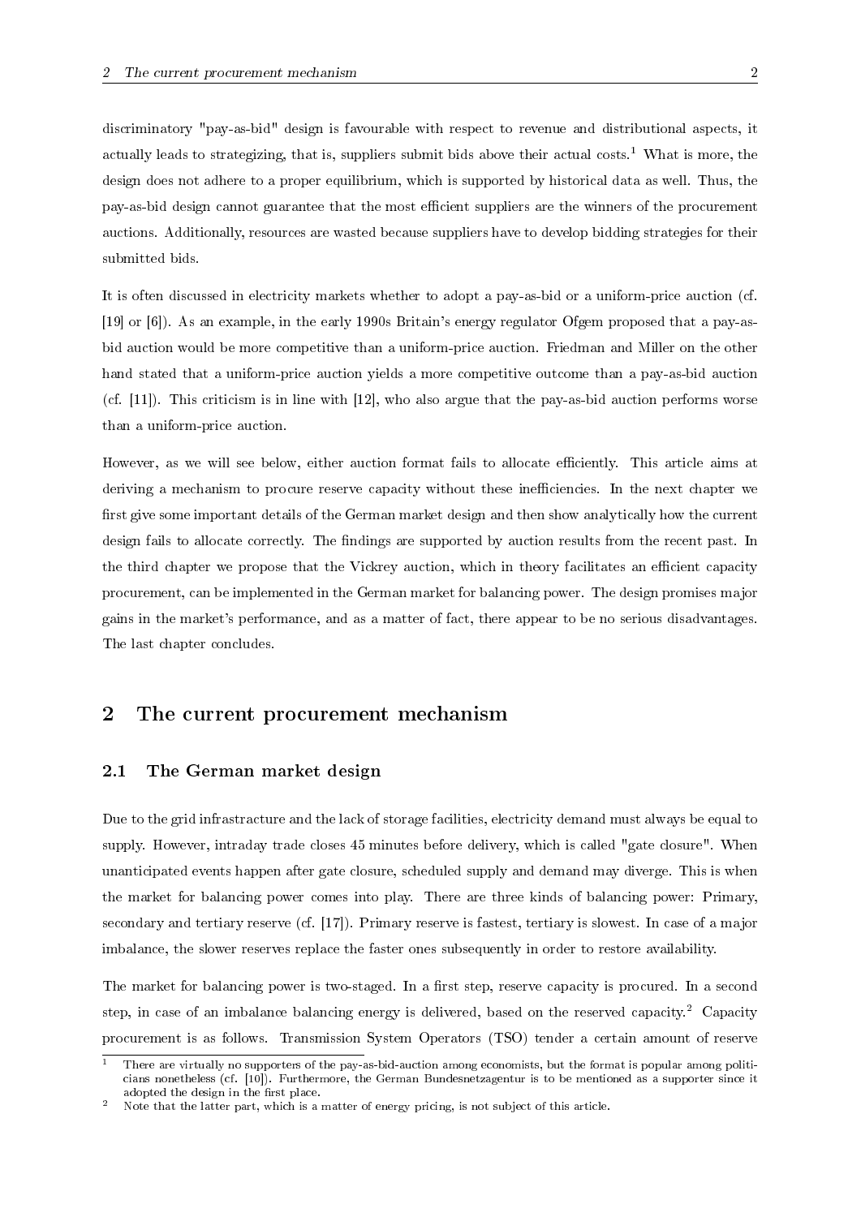discriminatory "pay-as-bid" design is favourable with respect to revenue and distributional aspects, it actually leads to strategizing, that is, suppliers submit bids above their actual costs.[1] What is more, the design does not adhere to a proper equilibrium, which is supported by historical data as well. Thus, the pay-as-bid design cannot guarantee that the most efficient suppliers are the winners of the procurement auctions. Additionally, resources are wasted because suppliers have to develop bidding strategies for their submitted bids.

It is often discussed in electricity markets whether to adopt a pay-as-bid or a uniform-price auction (cf. [19] or [6]). As an example, in the early 1990s Britain's energy regulator Ofgem proposed that a pay-as-bid auction would be more competitive than a uniform-price auction. Friedman and Miller on the other hand stated that a uniform-price auction yields a more competitive outcome than a pay-as-bid auction (cf. [11]). This criticism is in line with [12], who also argue that the pay-as-bid auction performs worse than a uniform-price auction.

However, as we will see below, either auction format fails to allocate efficiently. This article aims at deriving a mechanism to procure reserve capacity without these inefficiencies. In the next chapter we first give some important details of the German market design and then show analytically how the current design fails to allocate correctly. The findings are supported by auction results from the recent past. In the third chapter we propose that the Vickrey auction, which in theory facilitates an efficient capacity procurement, can be implemented in the German market for balancing power. The design promises major gains in the market's performance, and as a matter of fact, there appear to be no serious disadvantages. The last chapter concludes.

## 2 The current procurement mechanism

### 2.1 The German market design

Due to the grid infrastructure and the lack of storage facilities, electricity demand must always be equal to supply. However, intraday trade closes 45 minutes before delivery, which is called "gate closure". When unanticipated events happen after gate closure, scheduled supply and demand may diverge. This is when the market for balancing power comes into play. There are three kinds of balancing power: Primary, secondary and tertiary reserve (cf. [17]). Primary reserve is fastest, tertiary is slowest. In case of a major imbalance, the slower reserves replace the faster ones subsequently in order to restore availability.

The market for balancing power is two-staged. In a first step, reserve capacity is procured. In a second step, in case of an imbalance balancing energy is delivered, based on the reserved capacity.[2] Capacity procurement is as follows. Transmission System Operators (TSO) tender a certain amount of reserve

[1] There are virtually no supporters of the pay-as-bid-auction among economists, but the format is popular among politicians nonetheless (cf. [10]). Furthermore, the German Bundesnetzagentur is to be mentioned as a supporter since it adopted the design in the first place.

[2] Note that the latter part, which is a matter of energy pricing, is not subject of this article.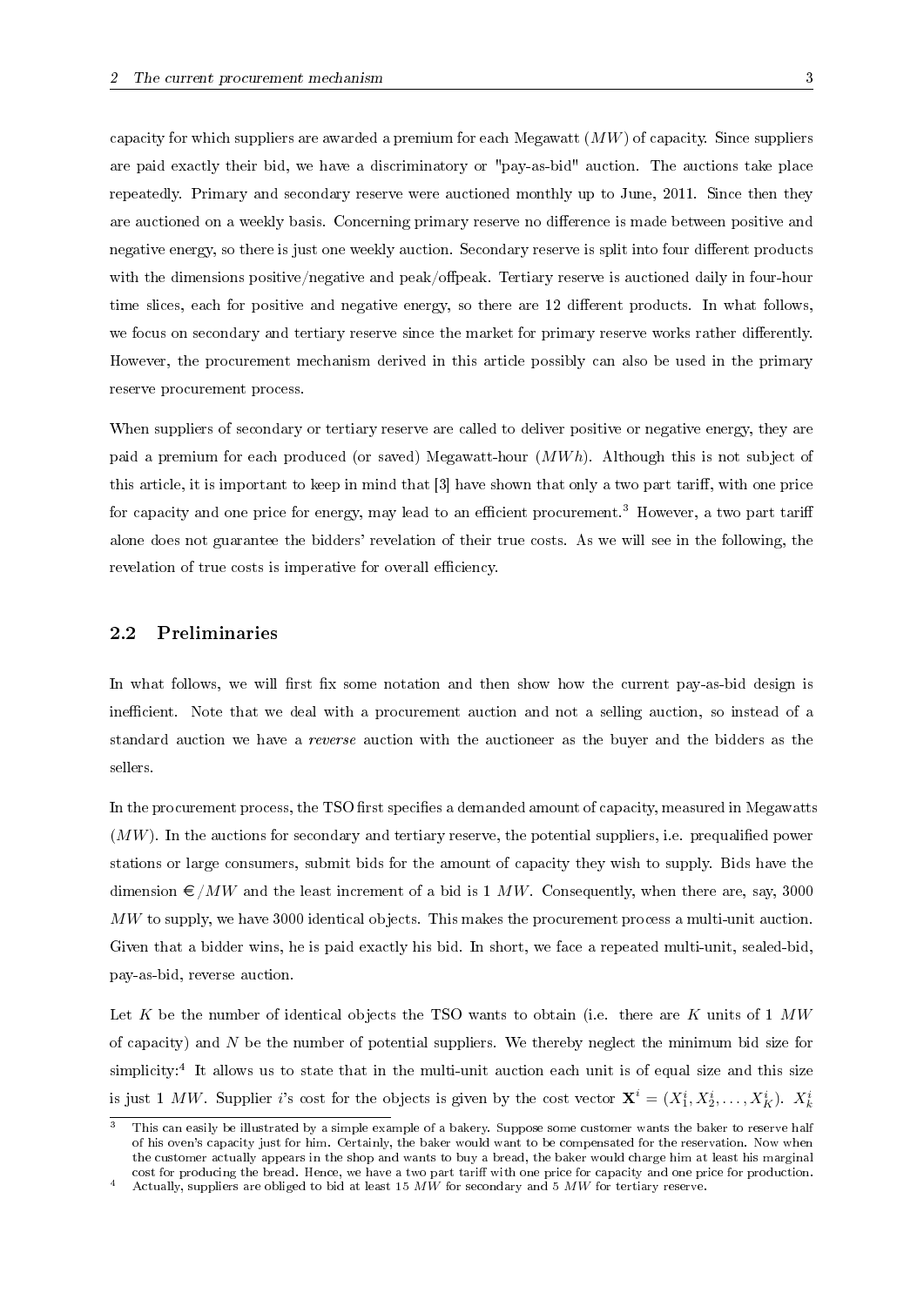capacity for which suppliers are awarded a premium for each Megawatt ($MW$) of capacity. Since suppliers are paid exactly their bid, we have a discriminatory or "pay-as-bid" auction. The auctions take place repeatedly. Primary and secondary reserve were auctioned monthly up to June, 2011. Since then they are auctioned on a weekly basis. Concerning primary reserve no difference is made between positive and negative energy, so there is just one weekly auction. Secondary reserve is split into four different products with the dimensions positive/negative and peak/offpeak. Tertiary reserve is auctioned daily in four-hour time slices, each for positive and negative energy, so there are 12 different products. In what follows, we focus on secondary and tertiary reserve since the market for primary reserve works rather differently. However, the procurement mechanism derived in this article possibly can also be used in the primary reserve procurement process.

When suppliers of secondary or tertiary reserve are called to deliver positive or negative energy, they are paid a premium for each produced (or saved) Megawatt-hour ($MWh$). Although this is not subject of this article, it is important to keep in mind that [3] have shown that only a two part tariff, with one price for capacity and one price for energy, may lead to an efficient procurement.[3] However, a two part tariff alone does not guarantee the bidders' revelation of their true costs. As we will see in the following, the revelation of true costs is imperative for overall efficiency.

## 2.2 Preliminaries

In what follows, we will first fix some notation and then show how the current pay-as-bid design is inefficient. Note that we deal with a procurement auction and not a selling auction, so instead of a standard auction we have a *reverse* auction with the auctioneer as the buyer and the bidders as the sellers.

In the procurement process, the TSO first specifies a demanded amount of capacity, measured in Megawatts ($MW$). In the auctions for secondary and tertiary reserve, the potential suppliers, i.e. prequalified power stations or large consumers, submit bids for the amount of capacity they wish to supply. Bids have the dimension €$/MW$ and the least increment of a bid is 1 $MW$. Consequently, when there are, say, 3000 $MW$ to supply, we have 3000 identical objects. This makes the procurement process a multi-unit auction. Given that a bidder wins, he is paid exactly his bid. In short, we face a repeated multi-unit, sealed-bid, pay-as-bid, reverse auction.

Let $K$ be the number of identical objects the TSO wants to obtain (i.e. there are $K$ units of 1 $MW$ of capacity) and $N$ be the number of potential suppliers. We thereby neglect the minimum bid size for simplicity:[4] It allows us to state that in the multi-unit auction each unit is of equal size and this size is just 1 $MW$. Supplier $i$'s cost for the objects is given by the cost vector $\mathbf{X}^i = (X_1^i, X_2^i, \ldots, X_K^i)$. $X_k^i$

[3] This can easily be illustrated by a simple example of a bakery. Suppose some customer wants the baker to reserve half of his oven's capacity just for him. Certainly, the baker would want to be compensated for the reservation. Now when the customer actually appears in the shop and wants to buy a bread, the baker would charge him at least his marginal cost for producing the bread. Hence, we have a two part tariff with one price for capacity and one price for production.

[4] Actually, suppliers are obliged to bid at least 15 $MW$ for secondary and 5 $MW$ for tertiary reserve.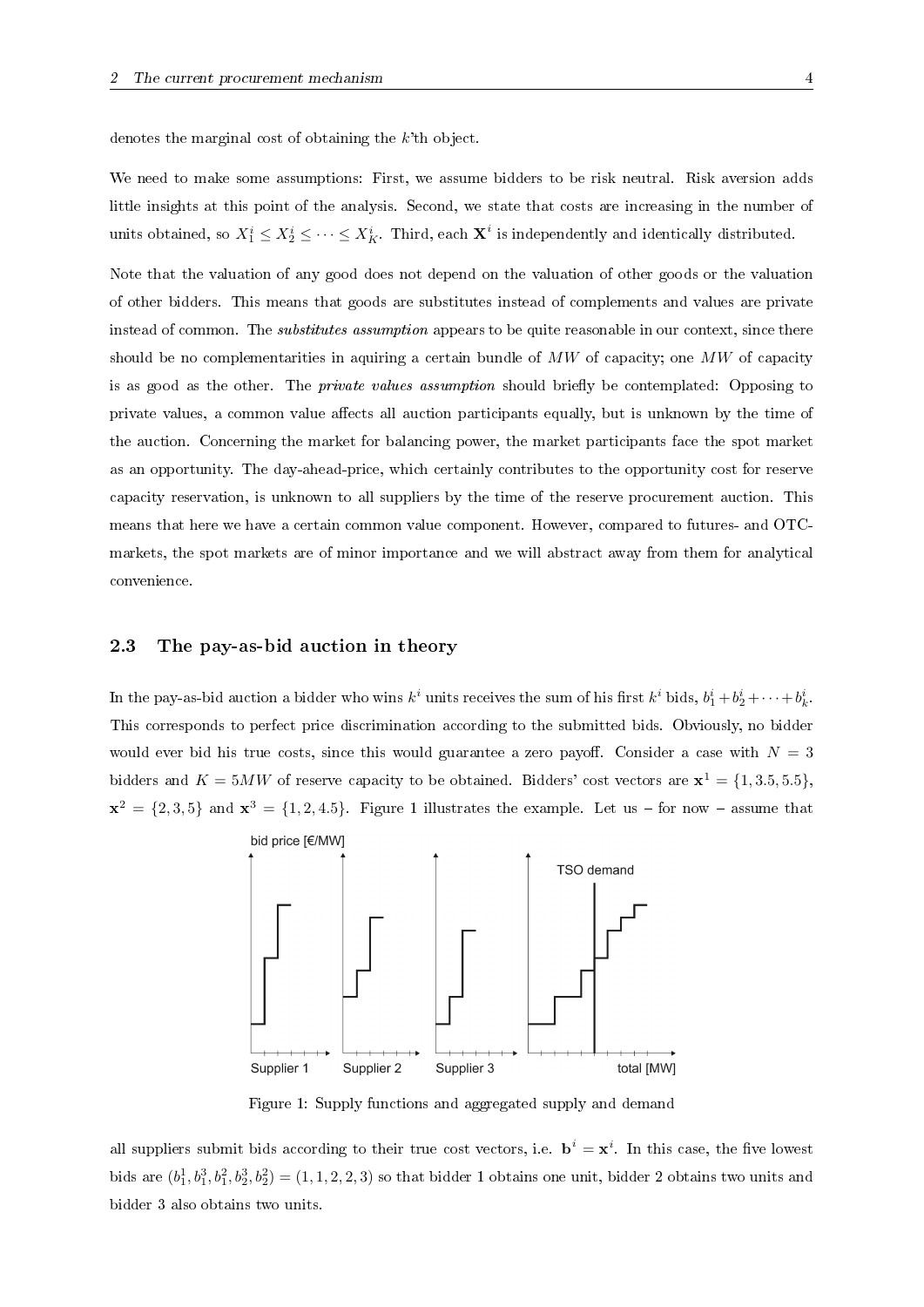denotes the marginal cost of obtaining the $k$'th object.

We need to make some assumptions: First, we assume bidders to be risk neutral. Risk aversion adds little insights at this point of the analysis. Second, we state that costs are increasing in the number of units obtained, so $X_1^i \leq X_2^i \leq \cdots \leq X_K^i$. Third, each $\mathbf{X}^i$ is independently and identically distributed.

Note that the valuation of any good does not depend on the valuation of other goods or the valuation of other bidders. This means that goods are substitutes instead of complements and values are private instead of common. The *substitutes assumption* appears to be quite reasonable in our context, since there should be no complementarities in aquiring a certain bundle of $MW$ of capacity; one $MW$ of capacity is as good as the other. The *private values assumption* should briefly be contemplated: Opposing to private values, a common value affects all auction participants equally, but is unknown by the time of the auction. Concerning the market for balancing power, the market participants face the spot market as an opportunity. The day-ahead-price, which certainly contributes to the opportunity cost for reserve capacity reservation, is unknown to all suppliers by the time of the reserve procurement auction. This means that here we have a certain common value component. However, compared to futures- and OTC-markets, the spot markets are of minor importance and we will abstract away from them for analytical convenience.

## 2.3 The pay-as-bid auction in theory

In the pay-as-bid auction a bidder who wins $k^i$ units receives the sum of his first $k^i$ bids, $b_1^i + b_2^i + \cdots + b_k^i$. This corresponds to perfect price discrimination according to the submitted bids. Obviously, no bidder would ever bid his true costs, since this would guarantee a zero payoff. Consider a case with $N = 3$ bidders and $K = 5MW$ of reserve capacity to be obtained. Bidders' cost vectors are $\mathbf{x}^1 = \{1, 3.5, 5.5\}$, $\mathbf{x}^2 = \{2, 3, 5\}$ and $\mathbf{x}^3 = \{1, 2, 4.5\}$. Figure 1 illustrates the example. Let us – for now – assume that

Figure 1: Supply functions and aggregated supply and demand

all suppliers submit bids according to their true cost vectors, i.e. $\mathbf{b}^i = \mathbf{x}^i$. In this case, the five lowest bids are $(b_1^1, b_1^3, b_1^2, b_2^3, b_2^2) = (1, 1, 2, 2, 3)$ so that bidder 1 obtains one unit, bidder 2 obtains two units and bidder 3 also obtains two units.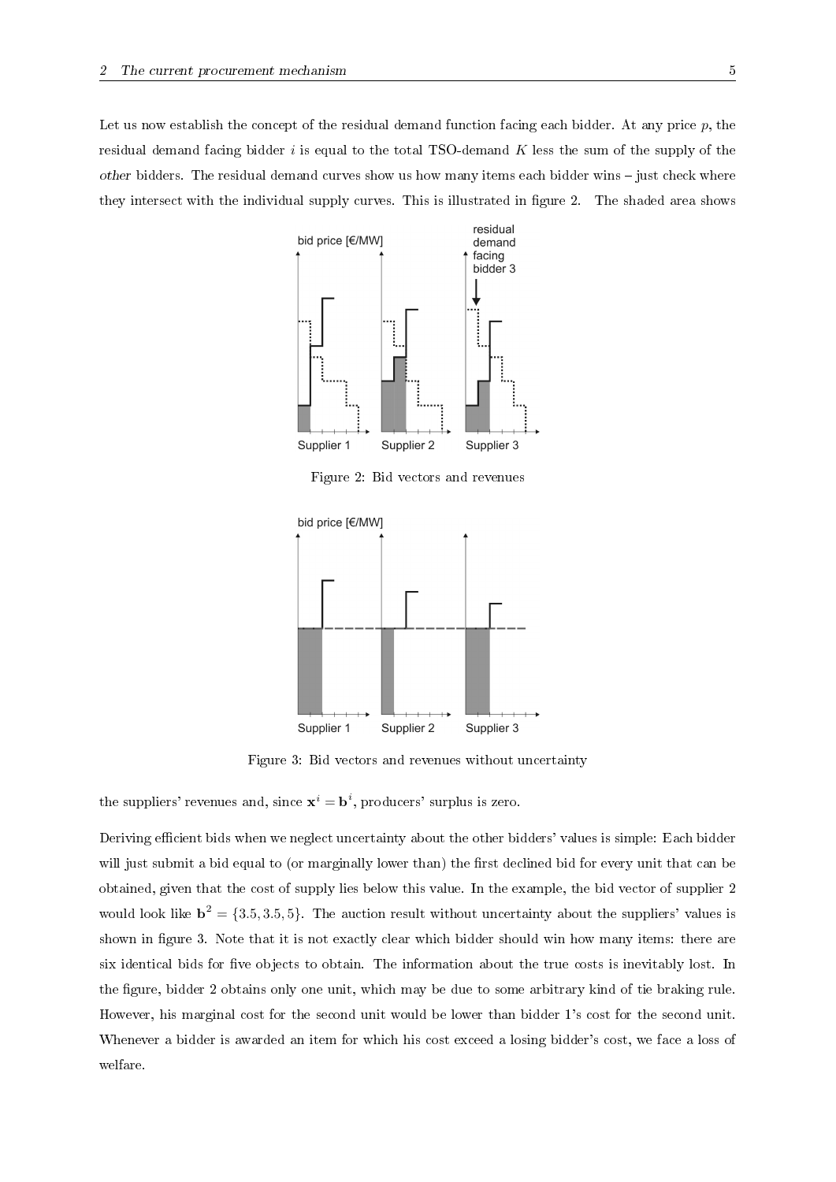Let us now establish the concept of the residual demand function facing each bidder. At any price $p$, the residual demand facing bidder $i$ is equal to the total TSO-demand $K$ less the sum of the supply of the *other* bidders. The residual demand curves show us how many items each bidder wins – just check where they intersect with the individual supply curves. This is illustrated in figure 2. The shaded area shows

Figure 2: Bid vectors and revenues

Figure 3: Bid vectors and revenues without uncertainty

the suppliers' revenues and, since $\mathbf{x}^i = \mathbf{b}^i$, producers' surplus is zero.

Deriving efficient bids when we neglect uncertainty about the other bidders' values is simple: Each bidder will just submit a bid equal to (or marginally lower than) the first declined bid for every unit that can be obtained, given that the cost of supply lies below this value. In the example, the bid vector of supplier 2 would look like $\mathbf{b}^2 = \{3.5, 3.5, 5\}$. The auction result without uncertainty about the suppliers' values is shown in figure 3. Note that it is not exactly clear which bidder should win how many items: there are six identical bids for five objects to obtain. The information about the true costs is inevitably lost. In the figure, bidder 2 obtains only one unit, which may be due to some arbitrary kind of tie braking rule. However, his marginal cost for the second unit would be lower than bidder 1's cost for the second unit. Whenever a bidder is awarded an item for which his cost exceed a losing bidder's cost, we face a loss of welfare.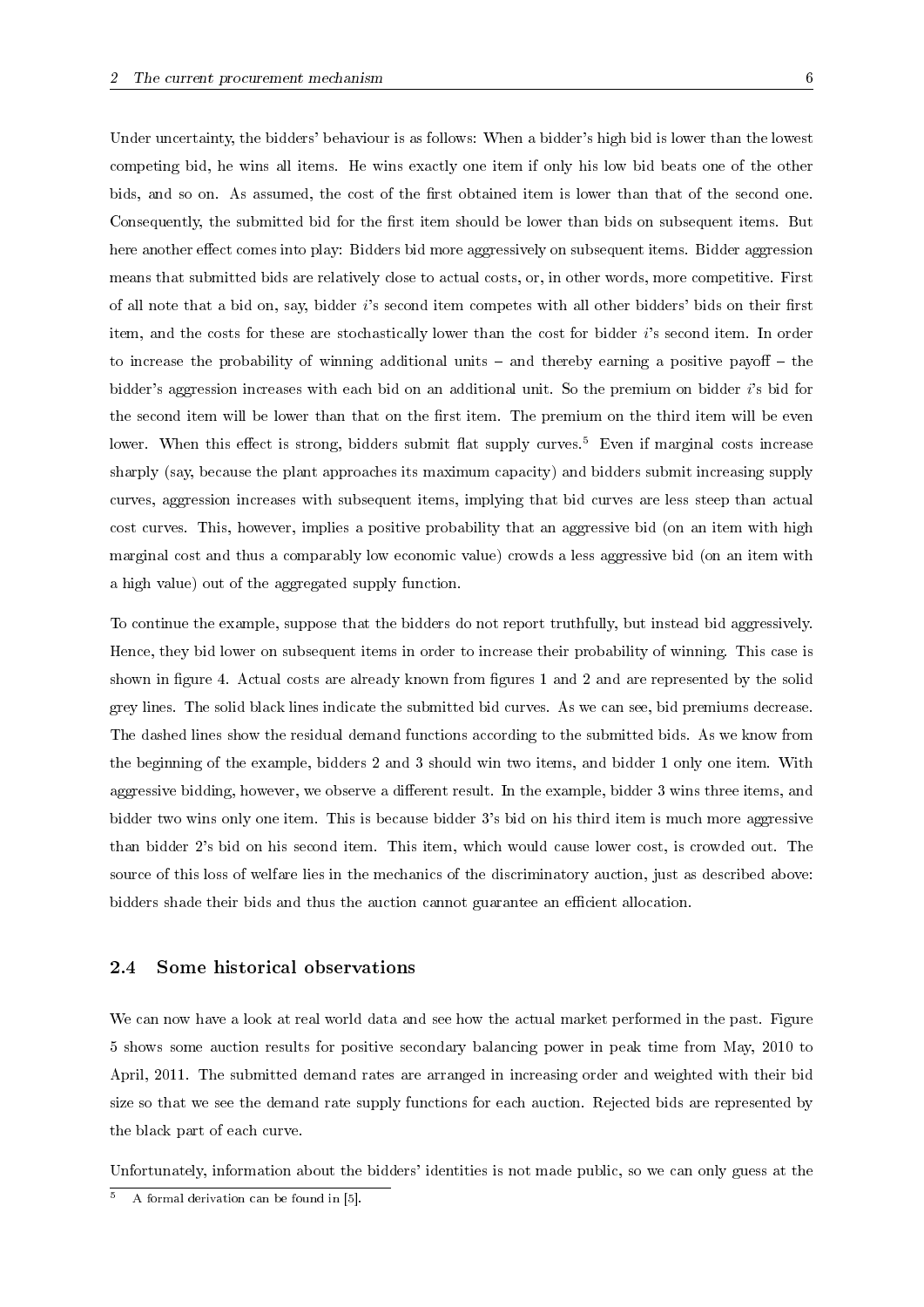Under uncertainty, the bidders' behaviour is as follows: When a bidder's high bid is lower than the lowest competing bid, he wins all items. He wins exactly one item if only his low bid beats one of the other bids, and so on. As assumed, the cost of the first obtained item is lower than that of the second one. Consequently, the submitted bid for the first item should be lower than bids on subsequent items. But here another effect comes into play: Bidders bid more aggressively on subsequent items. Bidder aggression means that submitted bids are relatively close to actual costs, or, in other words, more competitive. First of all note that a bid on, say, bidder $i$'s second item competes with all other bidders' bids on their first item, and the costs for these are stochastically lower than the cost for bidder $i$'s second item. In order to increase the probability of winning additional units – and thereby earning a positive payoff – the bidder's aggression increases with each bid on an additional unit. So the premium on bidder $i$'s bid for the second item will be lower than that on the first item. The premium on the third item will be even lower. When this effect is strong, bidders submit flat supply curves.[5] Even if marginal costs increase sharply (say, because the plant approaches its maximum capacity) and bidders submit increasing supply curves, aggression increases with subsequent items, implying that bid curves are less steep than actual cost curves. This, however, implies a positive probability that an aggressive bid (on an item with high marginal cost and thus a comparably low economic value) crowds a less aggressive bid (on an item with a high value) out of the aggregated supply function.

To continue the example, suppose that the bidders do not report truthfully, but instead bid aggressively. Hence, they bid lower on subsequent items in order to increase their probability of winning. This case is shown in figure 4. Actual costs are already known from figures 1 and 2 and are represented by the solid grey lines. The solid black lines indicate the submitted bid curves. As we can see, bid premiums decrease. The dashed lines show the residual demand functions according to the submitted bids. As we know from the beginning of the example, bidders 2 and 3 should win two items, and bidder 1 only one item. With aggressive bidding, however, we observe a different result. In the example, bidder 3 wins three items, and bidder two wins only one item. This is because bidder 3's bid on his third item is much more aggressive than bidder 2's bid on his second item. This item, which would cause lower cost, is crowded out. The source of this loss of welfare lies in the mechanics of the discriminatory auction, just as described above: bidders shade their bids and thus the auction cannot guarantee an efficient allocation.

### 2.4 Some historical observations

We can now have a look at real world data and see how the actual market performed in the past. Figure 5 shows some auction results for positive secondary balancing power in peak time from May, 2010 to April, 2011. The submitted demand rates are arranged in increasing order and weighted with their bid size so that we see the demand rate supply functions for each auction. Rejected bids are represented by the black part of each curve.

Unfortunately, information about the bidders' identities is not made public, so we can only guess at the

[5] A formal derivation can be found in [5].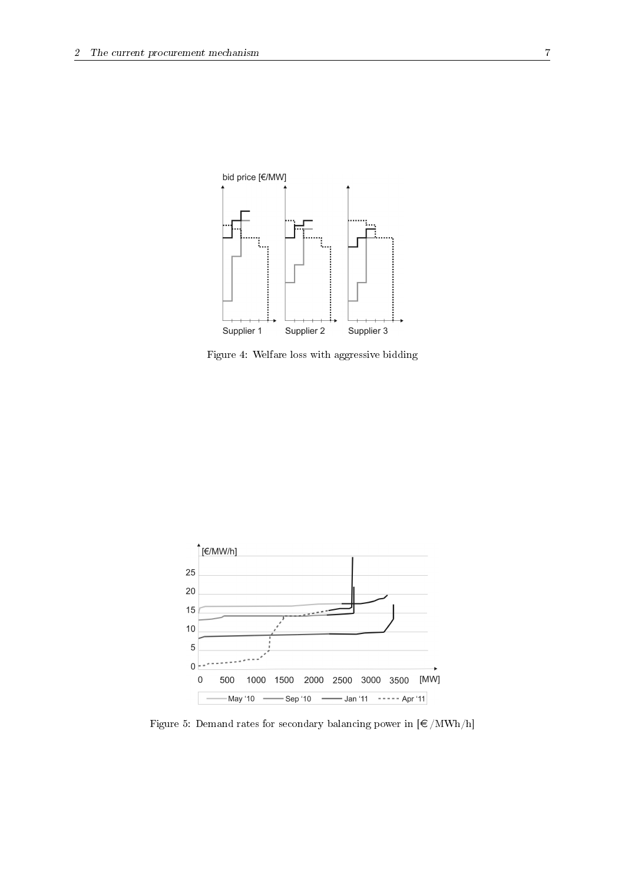Figure 4: Welfare loss with aggressive bidding

Figure 5: Demand rates for secondary balancing power in [€ /MWh/h]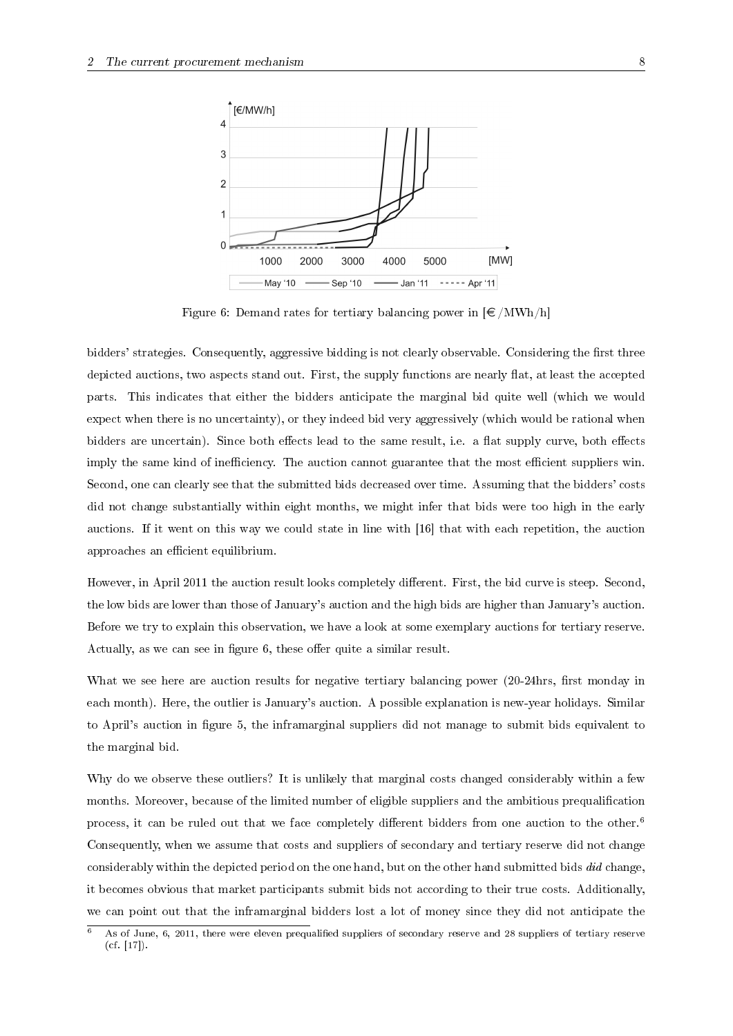Figure 6: Demand rates for tertiary balancing power in [€/MWh/h]

bidders' strategies. Consequently, aggressive bidding is not clearly observable. Considering the first three depicted auctions, two aspects stand out. First, the supply functions are nearly flat, at least the accepted parts. This indicates that either the bidders anticipate the marginal bid quite well (which we would expect when there is no uncertainty), or they indeed bid very aggressively (which would be rational when bidders are uncertain). Since both effects lead to the same result, i.e. a flat supply curve, both effects imply the same kind of inefficiency. The auction cannot guarantee that the most efficient suppliers win. Second, one can clearly see that the submitted bids decreased over time. Assuming that the bidders' costs did not change substantially within eight months, we might infer that bids were too high in the early auctions. If it went on this way we could state in line with [16] that with each repetition, the auction approaches an efficient equilibrium.

However, in April 2011 the auction result looks completely different. First, the bid curve is steep. Second, the low bids are lower than those of January's auction and the high bids are higher than January's auction. Before we try to explain this observation, we have a look at some exemplary auctions for tertiary reserve. Actually, as we can see in figure 6, these offer quite a similar result.

What we see here are auction results for negative tertiary balancing power (20-24hrs, first monday in each month). Here, the outlier is January's auction. A possible explanation is new-year holidays. Similar to April's auction in figure 5, the inframarginal suppliers did not manage to submit bids equivalent to the marginal bid.

Why do we observe these outliers? It is unlikely that marginal costs changed considerably within a few months. Moreover, because of the limited number of eligible suppliers and the ambitious prequalification process, it can be ruled out that we face completely different bidders from one auction to the other.[6] Consequently, when we assume that costs and suppliers of secondary and tertiary reserve did not change considerably within the depicted period on the one hand, but on the other hand submitted bids *did* change, it becomes obvious that market participants submit bids not according to their true costs. Additionally, we can point out that the inframarginal bidders lost a lot of money since they did not anticipate the

[6] As of June, 6, 2011, there were eleven prequalified suppliers of secondary reserve and 28 suppliers of tertiary reserve (cf. [17]).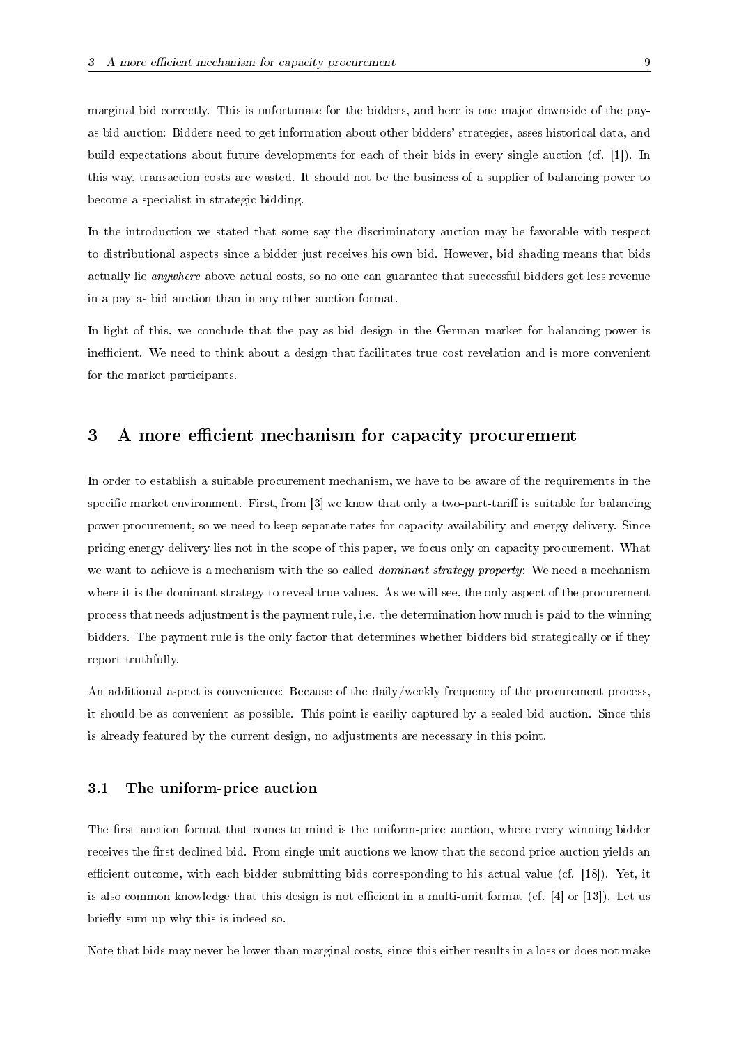marginal bid correctly. This is unfortunate for the bidders, and here is one major downside of the pay-as-bid auction: Bidders need to get information about other bidders' strategies, asses historical data, and build expectations about future developments for each of their bids in every single auction (cf. [1]). In this way, transaction costs are wasted. It should not be the business of a supplier of balancing power to become a specialist in strategic bidding.

In the introduction we stated that some say the discriminatory auction may be favorable with respect to distributional aspects since a bidder just receives his own bid. However, bid shading means that bids actually lie *anywhere* above actual costs, so no one can guarantee that successful bidders get less revenue in a pay-as-bid auction than in any other auction format.

In light of this, we conclude that the pay-as-bid design in the German market for balancing power is inefficient. We need to think about a design that facilitates true cost revelation and is more convenient for the market participants.

## 3 A more efficient mechanism for capacity procurement

In order to establish a suitable procurement mechanism, we have to be aware of the requirements in the specific market environment. First, from [3] we know that only a two-part-tariff is suitable for balancing power procurement, so we need to keep separate rates for capacity availability and energy delivery. Since pricing energy delivery lies not in the scope of this paper, we focus only on capacity procurement. What we want to achieve is a mechanism with the so called *dominant strategy property*: We need a mechanism where it is the dominant strategy to reveal true values. As we will see, the only aspect of the procurement process that needs adjustment is the payment rule, i.e. the determination how much is paid to the winning bidders. The payment rule is the only factor that determines whether bidders bid strategically or if they report truthfully.

An additional aspect is convenience: Because of the daily/weekly frequency of the procurement process, it should be as convenient as possible. This point is easiliy captured by a sealed bid auction. Since this is already featured by the current design, no adjustments are necessary in this point.

### 3.1 The uniform-price auction

The first auction format that comes to mind is the uniform-price auction, where every winning bidder receives the first declined bid. From single-unit auctions we know that the second-price auction yields an efficient outcome, with each bidder submitting bids corresponding to his actual value (cf. [18]). Yet, it is also common knowledge that this design is not efficient in a multi-unit format (cf. [4] or [13]). Let us briefly sum up why this is indeed so.

Note that bids may never be lower than marginal costs, since this either results in a loss or does not make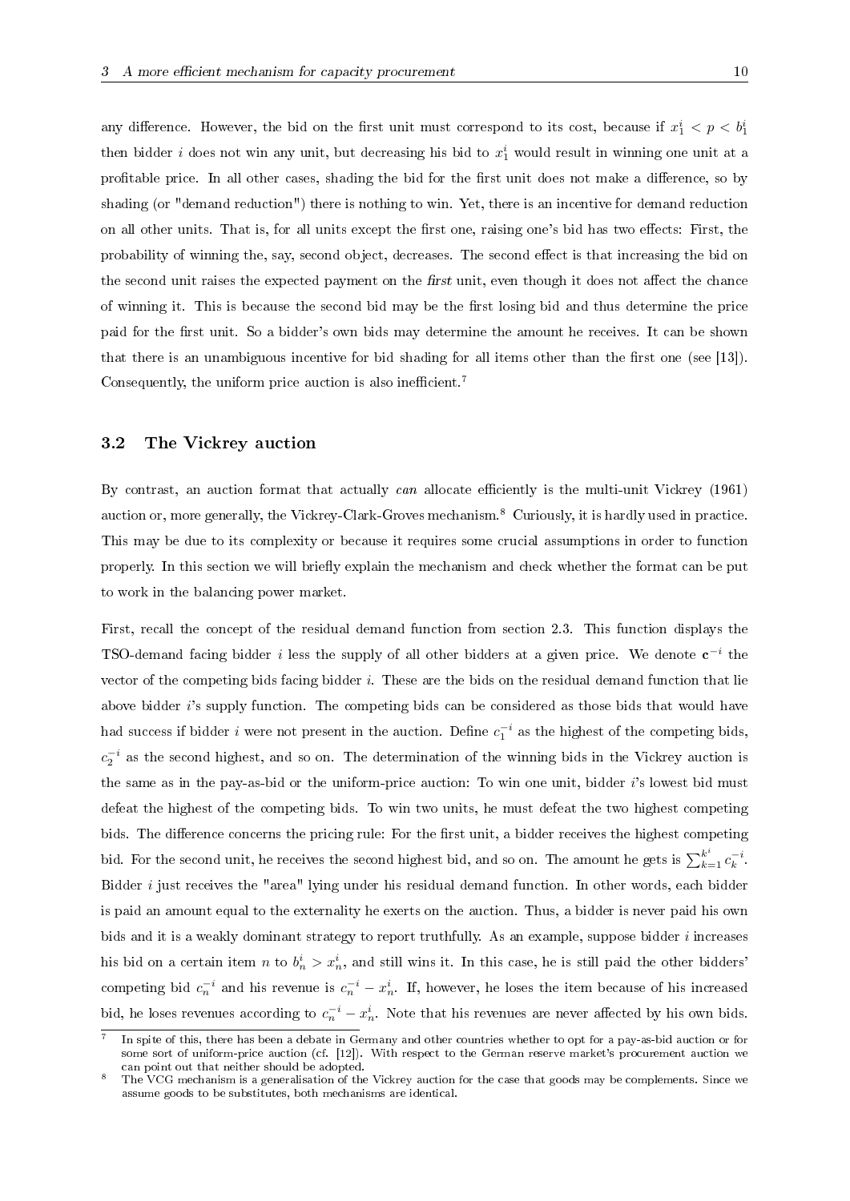any difference. However, the bid on the first unit must correspond to its cost, because if $x_1^i < p < b_1^i$ then bidder $i$ does not win any unit, but decreasing his bid to $x_1^i$ would result in winning one unit at a profitable price. In all other cases, shading the bid for the first unit does not make a difference, so by shading (or "demand reduction") there is nothing to win. Yet, there is an incentive for demand reduction on all other units. That is, for all units except the first one, raising one's bid has two effects: First, the probability of winning the, say, second object, decreases. The second effect is that increasing the bid on the second unit raises the expected payment on the *first* unit, even though it does not affect the chance of winning it. This is because the second bid may be the first losing bid and thus determine the price paid for the first unit. So a bidder's own bids may determine the amount he receives. It can be shown that there is an unambiguous incentive for bid shading for all items other than the first one (see [13]). Consequently, the uniform price auction is also inefficient.[7]

### 3.2 The Vickrey auction

By contrast, an auction format that actually *can* allocate efficiently is the multi-unit Vickrey (1961) auction or, more generally, the Vickrey-Clark-Groves mechanism.[8] Curiously, it is hardly used in practice. This may be due to its complexity or because it requires some crucial assumptions in order to function properly. In this section we will briefly explain the mechanism and check whether the format can be put to work in the balancing power market.

First, recall the concept of the residual demand function from section 2.3. This function displays the TSO-demand facing bidder $i$ less the supply of all other bidders at a given price. We denote $\mathbf{c}^{-i}$ the vector of the competing bids facing bidder $i$. These are the bids on the residual demand function that lie above bidder $i$'s supply function. The competing bids can be considered as those bids that would have had success if bidder $i$ were not present in the auction. Define $c_1^{-i}$ as the highest of the competing bids, $c_2^{-i}$ as the second highest, and so on. The determination of the winning bids in the Vickrey auction is the same as in the pay-as-bid or the uniform-price auction: To win one unit, bidder $i$'s lowest bid must defeat the highest of the competing bids. To win two units, he must defeat the two highest competing bids. The difference concerns the pricing rule: For the first unit, a bidder receives the highest competing bid. For the second unit, he receives the second highest bid, and so on. The amount he gets is $\sum_{k=1}^{k^i} c_k^{-i}$. Bidder $i$ just receives the "area" lying under his residual demand function. In other words, each bidder is paid an amount equal to the externality he exerts on the auction. Thus, a bidder is never paid his own bids and it is a weakly dominant strategy to report truthfully. As an example, suppose bidder $i$ increases his bid on a certain item $n$ to $b_n^i > x_n^i$, and still wins it. In this case, he is still paid the other bidders' competing bid $c_n^{-i}$ and his revenue is $c_n^{-i} - x_n^i$. If, however, he loses the item because of his increased bid, he loses revenues according to $c_n^{-i} - x_n^i$. Note that his revenues are never affected by his own bids.

---

[7] In spite of this, there has been a debate in Germany and other countries whether to opt for a pay-as-bid auction or for some sort of uniform-price auction (cf. [12]). With respect to the German reserve market's procurement auction we can point out that neither should be adopted.

[8] The VCG mechanism is a generalisation of the Vickrey auction for the case that goods may be complements. Since we assume goods to be substitutes, both mechanisms are identical.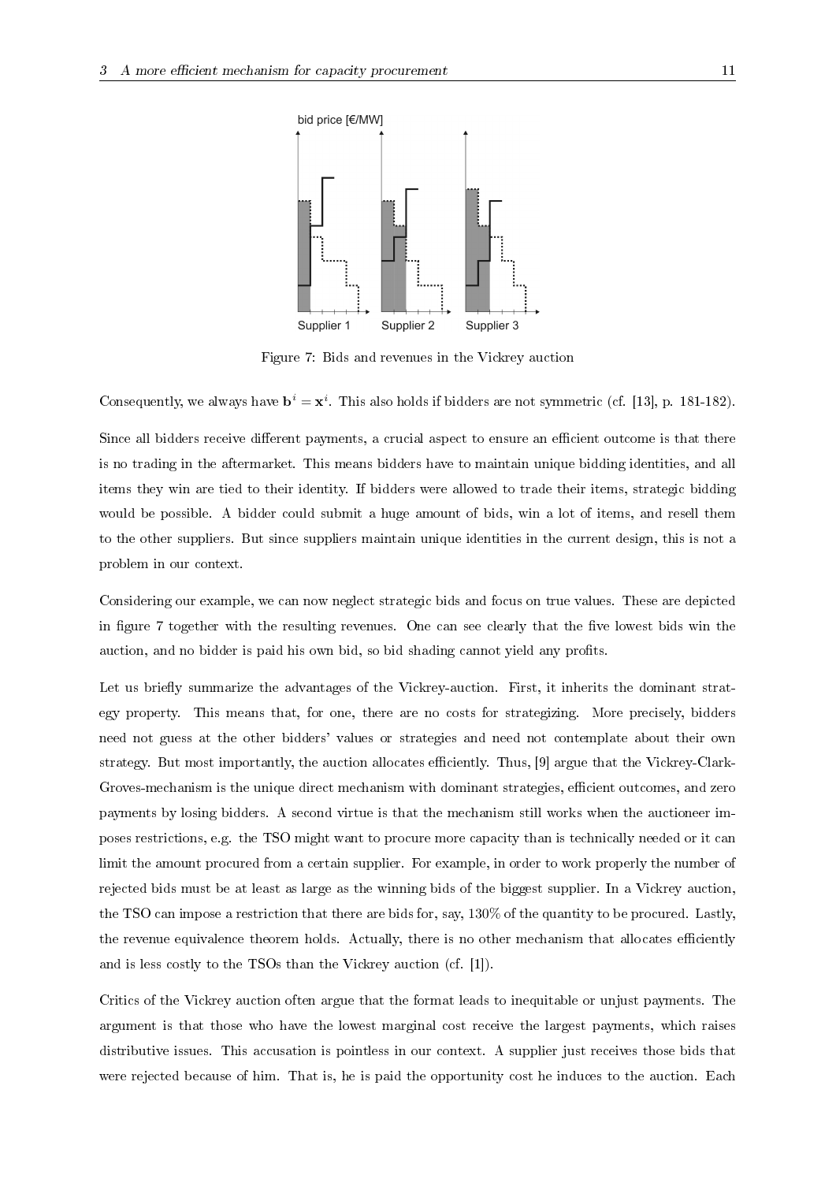Figure 7: Bids and revenues in the Vickrey auction

Consequently, we always have $\mathbf{b}^i = \mathbf{x}^i$. This also holds if bidders are not symmetric (cf. [13], p. 181-182).

Since all bidders receive different payments, a crucial aspect to ensure an efficient outcome is that there is no trading in the aftermarket. This means bidders have to maintain unique bidding identities, and all items they win are tied to their identity. If bidders were allowed to trade their items, strategic bidding would be possible. A bidder could submit a huge amount of bids, win a lot of items, and resell them to the other suppliers. But since suppliers maintain unique identities in the current design, this is not a problem in our context.

Considering our example, we can now neglect strategic bids and focus on true values. These are depicted in figure 7 together with the resulting revenues. One can see clearly that the five lowest bids win the auction, and no bidder is paid his own bid, so bid shading cannot yield any profits.

Let us briefly summarize the advantages of the Vickrey-auction. First, it inherits the dominant strategy property. This means that, for one, there are no costs for strategizing. More precisely, bidders need not guess at the other bidders' values or strategies and need not contemplate about their own strategy. But most importantly, the auction allocates efficiently. Thus, [9] argue that the Vickrey-Clark-Groves-mechanism is the unique direct mechanism with dominant strategies, efficient outcomes, and zero payments by losing bidders. A second virtue is that the mechanism still works when the auctioneer imposes restrictions, e.g. the TSO might want to procure more capacity than is technically needed or it can limit the amount procured from a certain supplier. For example, in order to work properly the number of rejected bids must be at least as large as the winning bids of the biggest supplier. In a Vickrey auction, the TSO can impose a restriction that there are bids for, say, 130% of the quantity to be procured. Lastly, the revenue equivalence theorem holds. Actually, there is no other mechanism that allocates efficiently and is less costly to the TSOs than the Vickrey auction (cf. [1]).

Critics of the Vickrey auction often argue that the format leads to inequitable or unjust payments. The argument is that those who have the lowest marginal cost receive the largest payments, which raises distributive issues. This accusation is pointless in our context. A supplier just receives those bids that were rejected because of him. That is, he is paid the opportunity cost he induces to the auction. Each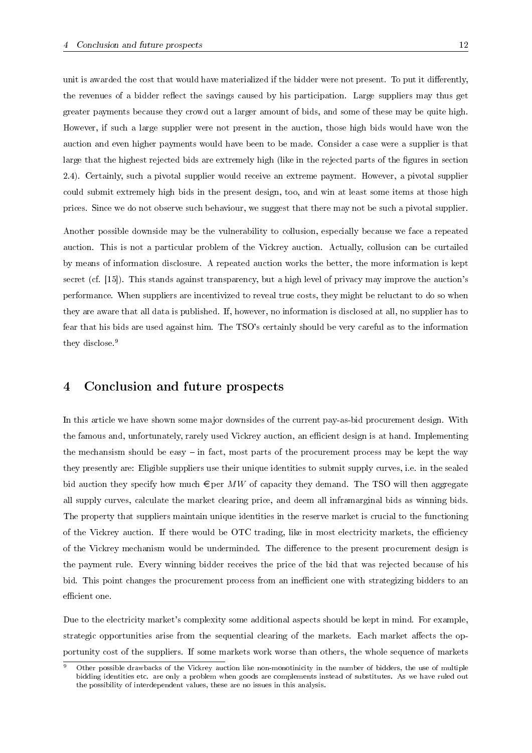unit is awarded the cost that would have materialized if the bidder were not present. To put it differently, the revenues of a bidder reflect the savings caused by his participation. Large suppliers may thus get greater payments because they crowd out a larger amount of bids, and some of these may be quite high. However, if such a large supplier were not present in the auction, those high bids would have won the auction and even higher payments would have been to be made. Consider a case were a supplier is that large that the highest rejected bids are extremely high (like in the rejected parts of the figures in section 2.4). Certainly, such a pivotal supplier would receive an extreme payment. However, a pivotal supplier could submit extremely high bids in the present design, too, and win at least some items at those high prices. Since we do not observe such behaviour, we suggest that there may not be such a pivotal supplier.

Another possible downside may be the vulnerability to collusion, especially because we face a repeated auction. This is not a particular problem of the Vickrey auction. Actually, collusion can be curtailed by means of information disclosure. A repeated auction works the better, the more information is kept secret (cf. [15]). This stands against transparency, but a high level of privacy may improve the auction's performance. When suppliers are incentivized to reveal true costs, they might be reluctant to do so when they are aware that all data is published. If, however, no information is disclosed at all, no supplier has to fear that his bids are used against him. The TSO's certainly should be very careful as to the information they disclose.[9]

# 4 Conclusion and future prospects

In this article we have shown some major downsides of the current pay-as-bid procurement design. With the famous and, unfortunately, rarely used Vickrey auction, an efficient design is at hand. Implementing the mechansism should be easy – in fact, most parts of the procurement process may be kept the way they presently are: Eligible suppliers use their unique identities to submit supply curves, i.e. in the sealed bid auction they specify how much € per $MW$ of capacity they demand. The TSO will then aggregate all supply curves, calculate the market clearing price, and deem all inframarginal bids as winning bids. The property that suppliers maintain unique identities in the reserve market is crucial to the functioning of the Vickrey auction. If there would be OTC trading, like in most electricity markets, the efficiency of the Vickrey mechanism would be underminded. The difference to the present procurement design is the payment rule. Every winning bidder receives the price of the bid that was rejected because of his bid. This point changes the procurement process from an inefficient one with strategizing bidders to an efficient one.

Due to the electricity market's complexity some additional aspects should be kept in mind. For example, strategic opportunities arise from the sequential clearing of the markets. Each market affects the opportunity cost of the suppliers. If some markets work worse than others, the whole sequence of markets

[9] Other possible drawbacks of the Vickrey auction like non-monotinicity in the number of bidders, the use of multiple bidding identities etc. are only a problem when goods are complements instead of substitutes. As we have ruled out the possibility of interdependent values, these are no issues in this analysis.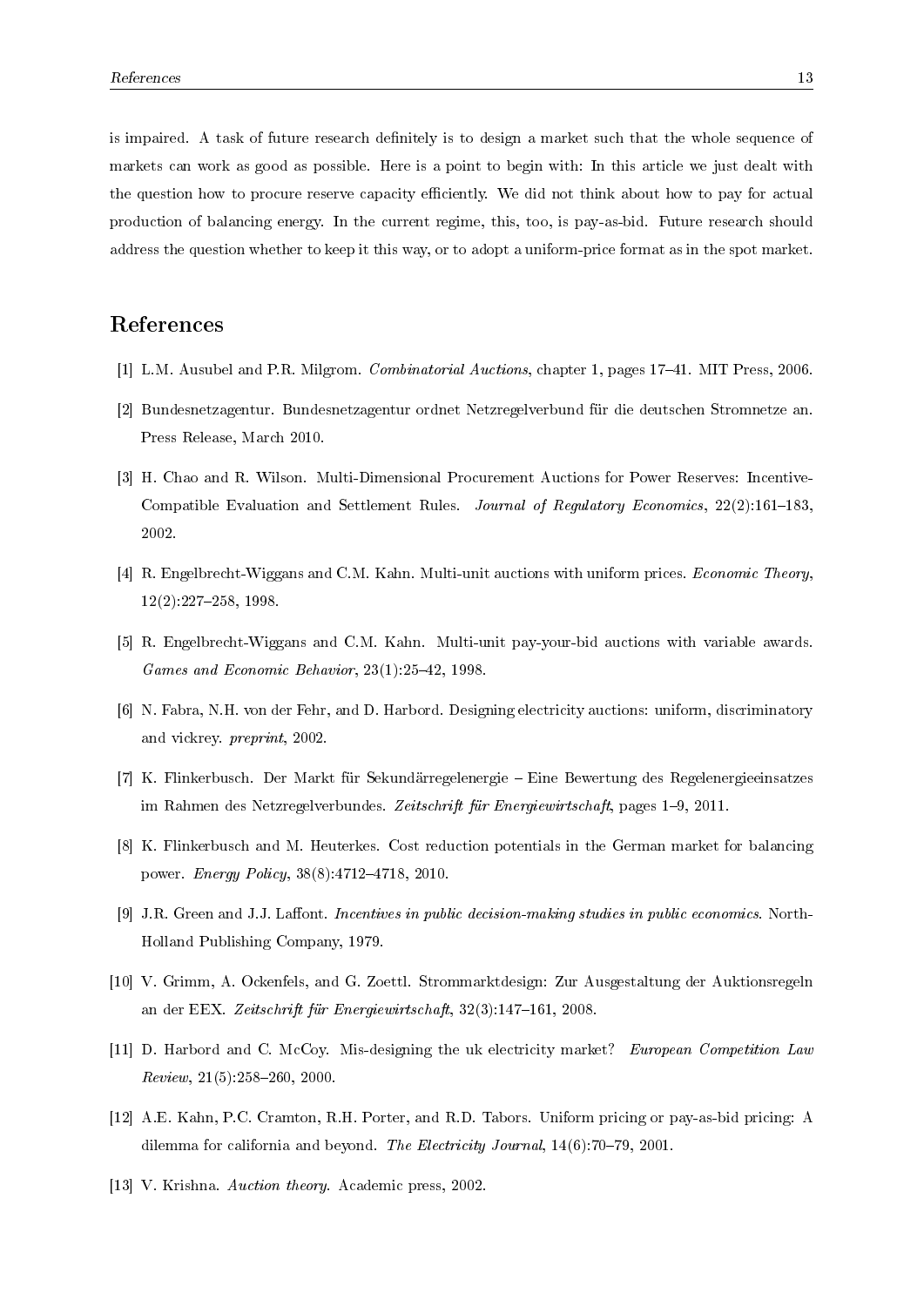is impaired. A task of future research definitely is to design a market such that the whole sequence of markets can work as good as possible. Here is a point to begin with: In this article we just dealt with the question how to procure reserve capacity efficiently. We did not think about how to pay for actual production of balancing energy. In the current regime, this, too, is pay-as-bid. Future research should address the question whether to keep it this way, or to adopt a uniform-price format as in the spot market.

# References

[1] L.M. Ausubel and P.R. Milgrom. *Combinatorial Auctions*, chapter 1, pages 17–41. MIT Press, 2006.

[2] Bundesnetzagentur. Bundesnetzagentur ordnet Netzregelverbund für die deutschen Stromnetze an. Press Release, March 2010.

[3] H. Chao and R. Wilson. Multi-Dimensional Procurement Auctions for Power Reserves: Incentive-Compatible Evaluation and Settlement Rules. *Journal of Regulatory Economics*, 22(2):161–183, 2002.

[4] R. Engelbrecht-Wiggans and C.M. Kahn. Multi-unit auctions with uniform prices. *Economic Theory*, 12(2):227–258, 1998.

[5] R. Engelbrecht-Wiggans and C.M. Kahn. Multi-unit pay-your-bid auctions with variable awards. *Games and Economic Behavior*, 23(1):25–42, 1998.

[6] N. Fabra, N.H. von der Fehr, and D. Harbord. Designing electricity auctions: uniform, discriminatory and vickrey. *preprint*, 2002.

[7] K. Flinkerbusch. Der Markt für Sekundärregelenergie – Eine Bewertung des Regelenergieeinsatzes im Rahmen des Netzregelverbundes. *Zeitschrift für Energiewirtschaft*, pages 1–9, 2011.

[8] K. Flinkerbusch and M. Heuterkes. Cost reduction potentials in the German market for balancing power. *Energy Policy*, 38(8):4712–4718, 2010.

[9] J.R. Green and J.J. Laffont. *Incentives in public decision-making studies in public economics*. North-Holland Publishing Company, 1979.

[10] V. Grimm, A. Ockenfels, and G. Zoettl. Strommarktdesign: Zur Ausgestaltung der Auktionsregeln an der EEX. *Zeitschrift für Energiewirtschaft*, 32(3):147–161, 2008.

[11] D. Harbord and C. McCoy. Mis-designing the uk electricity market? *European Competition Law Review*, 21(5):258–260, 2000.

[12] A.E. Kahn, P.C. Cramton, R.H. Porter, and R.D. Tabors. Uniform pricing or pay-as-bid pricing: A dilemma for california and beyond. *The Electricity Journal*, 14(6):70–79, 2001.

[13] V. Krishna. *Auction theory*. Academic press, 2002.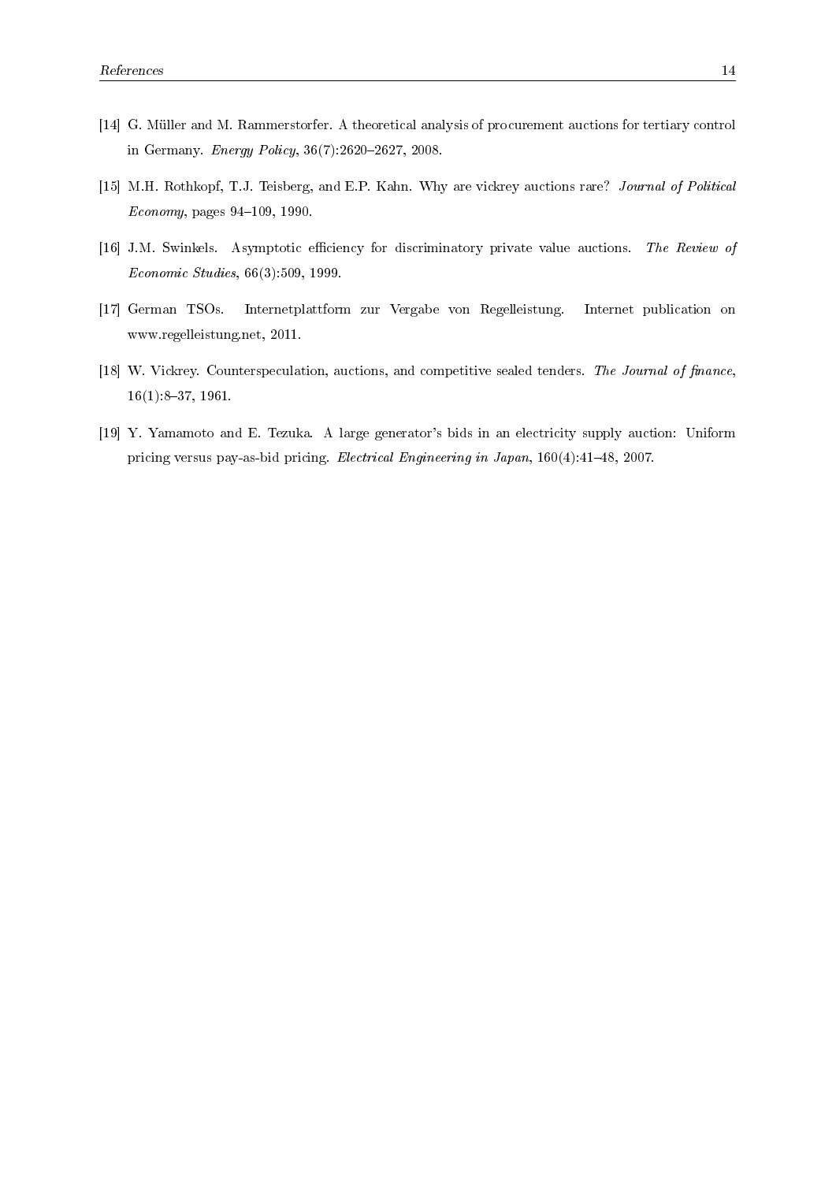[14] G. Müller and M. Rammerstorfer. A theoretical analysis of procurement auctions for tertiary control in Germany. *Energy Policy*, 36(7):2620–2627, 2008.

[15] M.H. Rothkopf, T.J. Teisberg, and E.P. Kahn. Why are vickrey auctions rare? *Journal of Political Economy*, pages 94–109, 1990.

[16] J.M. Swinkels. Asymptotic efficiency for discriminatory private value auctions. *The Review of Economic Studies*, 66(3):509, 1999.

[17] German TSOs. Internetplattform zur Vergabe von Regelleistung. Internet publication on www.regelleistung.net, 2011.

[18] W. Vickrey. Counterspeculation, auctions, and competitive sealed tenders. *The Journal of finance*, 16(1):8–37, 1961.

[19] Y. Yamamoto and E. Tezuka. A large generator's bids in an electricity supply auction: Uniform pricing versus pay-as-bid pricing. *Electrical Engineering in Japan*, 160(4):41–48, 2007.